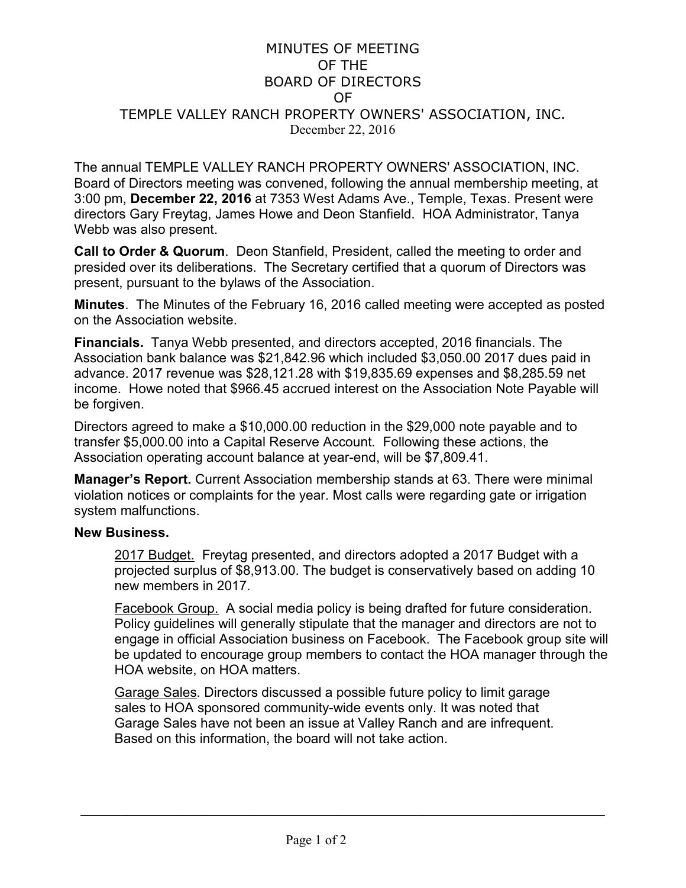# MINUTES OF MEETING OF THE BOARD OF DIRECTORS OF TEMPLE VALLEY RANCH PROPERTY OWNERS' ASSOCIATION, INC.

December 22, 2016

The annual TEMPLE VALLEY RANCH PROPERTY OWNERS' ASSOCIATION, INC. Board of Directors meeting was convened, following the annual membership meeting, at 3:00 pm, **December 22, 2016** at 7353 West Adams Ave., Temple, Texas. Present were directors Gary Freytag, James Howe and Deon Stanfield. HOA Administrator, Tanya Webb was also present.

**Call to Order & Quorum**. Deon Stanfield, President, called the meeting to order and presided over its deliberations. The Secretary certified that a quorum of Directors was present, pursuant to the bylaws of the Association.

**Minutes**. The Minutes of the February 16, 2016 called meeting were accepted as posted on the Association website.

**Financials.** Tanya Webb presented, and directors accepted, 2016 financials. The Association bank balance was $21,842.96 which included $3,050.00 2017 dues paid in advance. 2017 revenue was $28,121.28 with $19,835.69 expenses and $8,285.59 net income. Howe noted that $966.45 accrued interest on the Association Note Payable will be forgiven.

Directors agreed to make a $10,000.00 reduction in the $29,000 note payable and to transfer $5,000.00 into a Capital Reserve Account. Following these actions, the Association operating account balance at year-end, will be $7,809.41.

**Manager's Report.** Current Association membership stands at 63. There were minimal violation notices or complaints for the year. Most calls were regarding gate or irrigation system malfunctions.

**New Business.**

2017 Budget. Freytag presented, and directors adopted a 2017 Budget with a projected surplus of $8,913.00. The budget is conservatively based on adding 10 new members in 2017.

Facebook Group. A social media policy is being drafted for future consideration. Policy guidelines will generally stipulate that the manager and directors are not to engage in official Association business on Facebook. The Facebook group site will be updated to encourage group members to contact the HOA manager through the HOA website, on HOA matters.

Garage Sales. Directors discussed a possible future policy to limit garage sales to HOA sponsored community-wide events only. It was noted that Garage Sales have not been an issue at Valley Ranch and are infrequent. Based on this information, the board will not take action.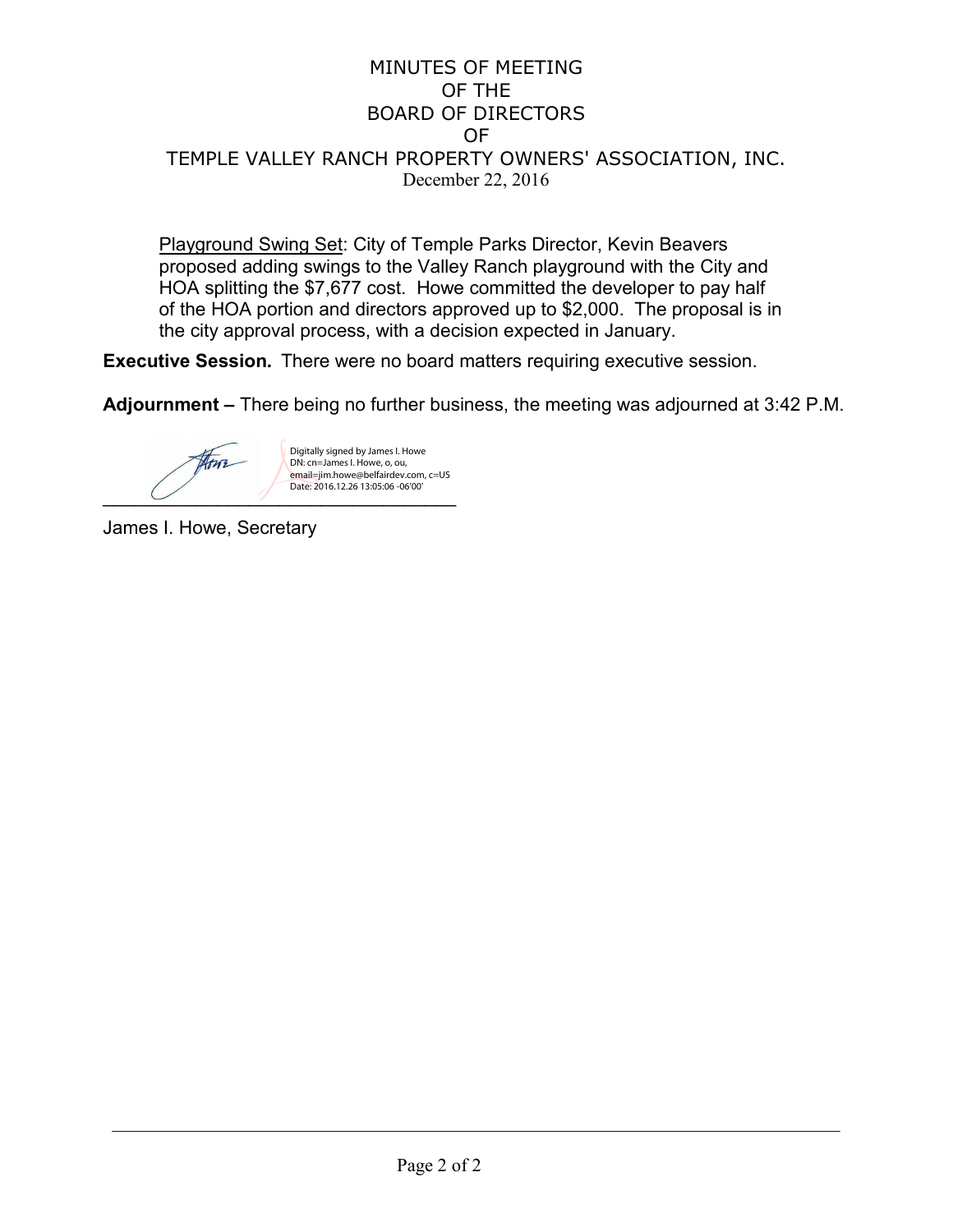MINUTES OF MEETING
OF THE
BOARD OF DIRECTORS
OF
TEMPLE VALLEY RANCH PROPERTY OWNERS' ASSOCIATION, INC.
December 22, 2016

Playground Swing Set: City of Temple Parks Director, Kevin Beavers proposed adding swings to the Valley Ranch playground with the City and HOA splitting the $7,677 cost. Howe committed the developer to pay half of the HOA portion and directors approved up to $2,000. The proposal is in the city approval process, with a decision expected in January.

**Executive Session.** There were no board matters requiring executive session.

**Adjournment –** There being no further business, the meeting was adjourned at 3:42 P.M.

Digitally signed by James I. Howe
DN: cn=James I. Howe, o, ou, email=jim.howe@belfairdev.com, c=US
Date: 2016.12.26 13:05:06 -06'00'

James I. Howe, Secretary